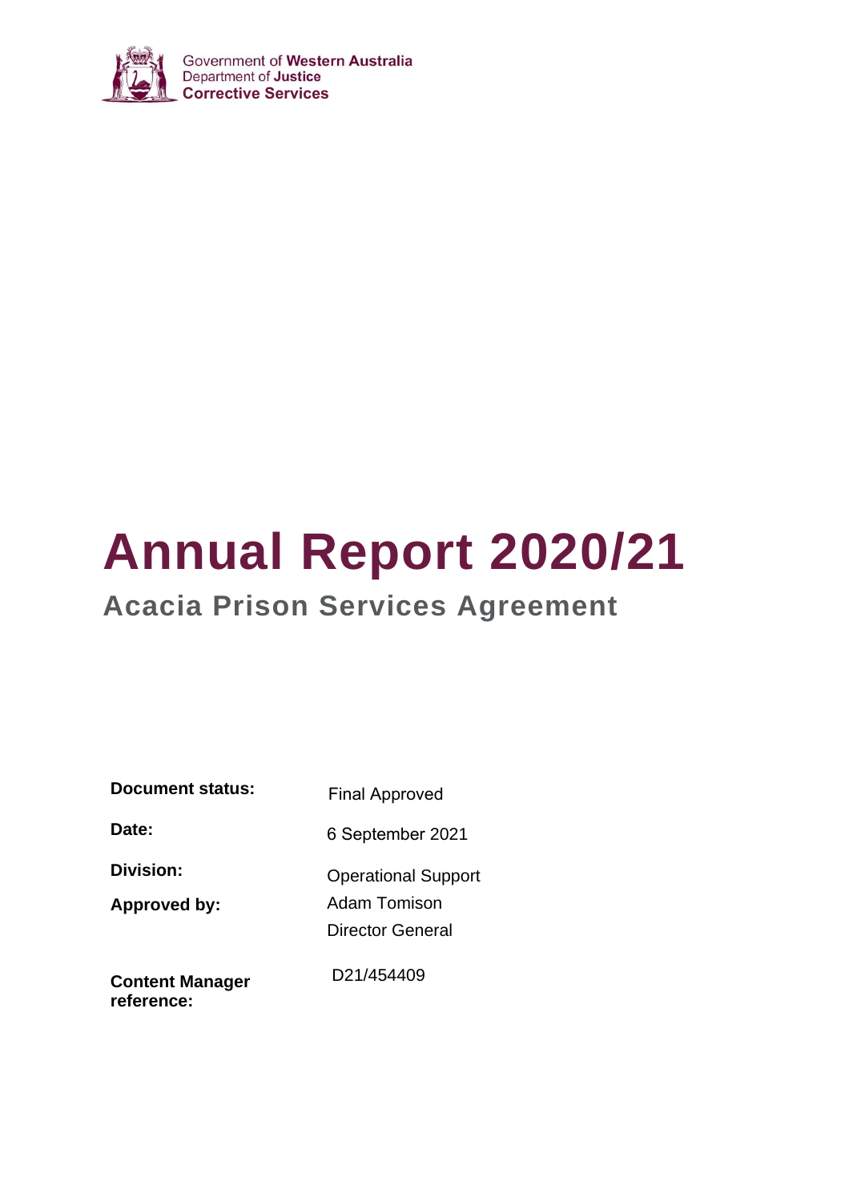Government of Western Australia
Department of Justice
Corrective Services

# Annual Report 2020/21

## Acacia Prison Services Agreement

| | |
|---|---|
| **Document status:** | Final Approved |
| **Date:** | 6 September 2021 |
| **Division:** | Operational Support |
| **Approved by:** | Adam Tomison<br>Director General |
| **Content Manager reference:** | D21/454409 |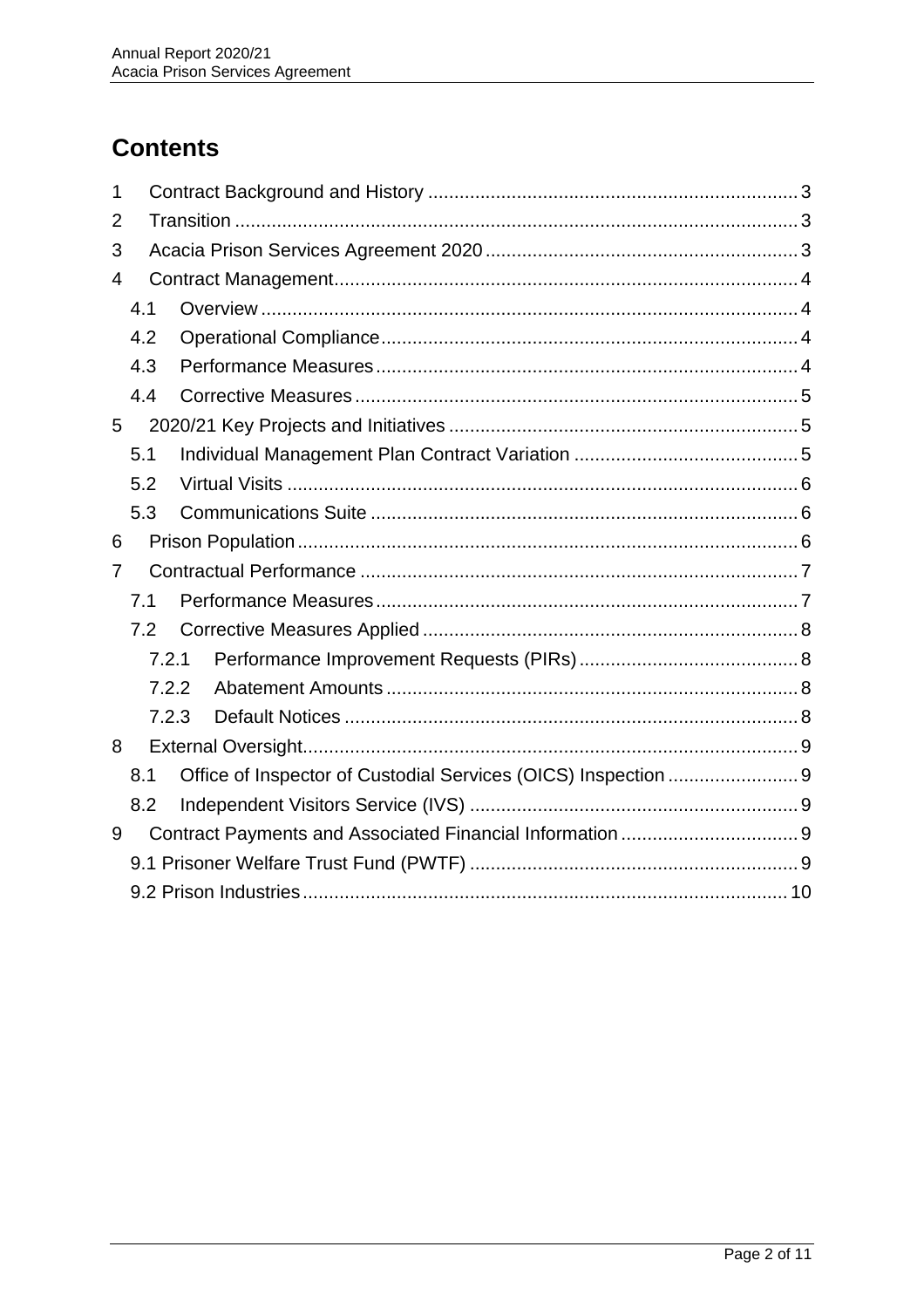# Contents

1 Contract Background and History ..... 3
2 Transition ..... 3
3 Acacia Prison Services Agreement 2020 ..... 3
4 Contract Management ..... 4
  4.1 Overview ..... 4
  4.2 Operational Compliance ..... 4
  4.3 Performance Measures ..... 4
  4.4 Corrective Measures ..... 5
5 2020/21 Key Projects and Initiatives ..... 5
  5.1 Individual Management Plan Contract Variation ..... 5
  5.2 Virtual Visits ..... 6
  5.3 Communications Suite ..... 6
6 Prison Population ..... 6
7 Contractual Performance ..... 7
  7.1 Performance Measures ..... 7
  7.2 Corrective Measures Applied ..... 8
    7.2.1 Performance Improvement Requests (PIRs) ..... 8
    7.2.2 Abatement Amounts ..... 8
    7.2.3 Default Notices ..... 8
8 External Oversight ..... 9
  8.1 Office of Inspector of Custodial Services (OICS) Inspection ..... 9
  8.2 Independent Visitors Service (IVS) ..... 9
9 Contract Payments and Associated Financial Information ..... 9
  9.1 Prisoner Welfare Trust Fund (PWTF) ..... 9
  9.2 Prison Industries ..... 10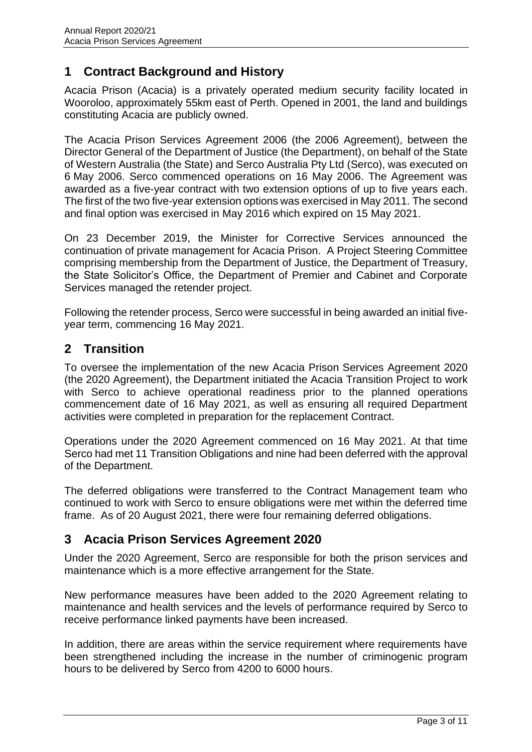## 1 Contract Background and History

Acacia Prison (Acacia) is a privately operated medium security facility located in Wooroloo, approximately 55km east of Perth. Opened in 2001, the land and buildings constituting Acacia are publicly owned.

The Acacia Prison Services Agreement 2006 (the 2006 Agreement), between the Director General of the Department of Justice (the Department), on behalf of the State of Western Australia (the State) and Serco Australia Pty Ltd (Serco), was executed on 6 May 2006. Serco commenced operations on 16 May 2006. The Agreement was awarded as a five-year contract with two extension options of up to five years each. The first of the two five-year extension options was exercised in May 2011. The second and final option was exercised in May 2016 which expired on 15 May 2021.

On 23 December 2019, the Minister for Corrective Services announced the continuation of private management for Acacia Prison. A Project Steering Committee comprising membership from the Department of Justice, the Department of Treasury, the State Solicitor's Office, the Department of Premier and Cabinet and Corporate Services managed the retender project.

Following the retender process, Serco were successful in being awarded an initial five-year term, commencing 16 May 2021.

## 2 Transition

To oversee the implementation of the new Acacia Prison Services Agreement 2020 (the 2020 Agreement), the Department initiated the Acacia Transition Project to work with Serco to achieve operational readiness prior to the planned operations commencement date of 16 May 2021, as well as ensuring all required Department activities were completed in preparation for the replacement Contract.

Operations under the 2020 Agreement commenced on 16 May 2021. At that time Serco had met 11 Transition Obligations and nine had been deferred with the approval of the Department.

The deferred obligations were transferred to the Contract Management team who continued to work with Serco to ensure obligations were met within the deferred time frame. As of 20 August 2021, there were four remaining deferred obligations.

## 3 Acacia Prison Services Agreement 2020

Under the 2020 Agreement, Serco are responsible for both the prison services and maintenance which is a more effective arrangement for the State.

New performance measures have been added to the 2020 Agreement relating to maintenance and health services and the levels of performance required by Serco to receive performance linked payments have been increased.

In addition, there are areas within the service requirement where requirements have been strengthened including the increase in the number of criminogenic program hours to be delivered by Serco from 4200 to 6000 hours.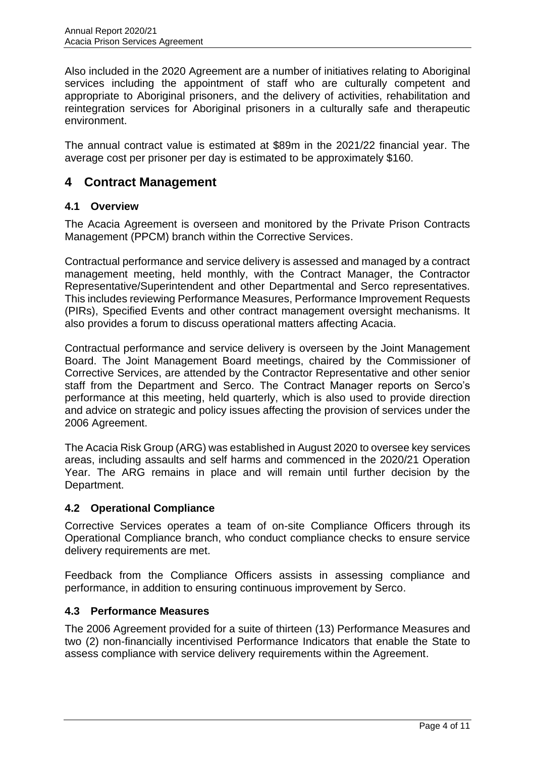Also included in the 2020 Agreement are a number of initiatives relating to Aboriginal services including the appointment of staff who are culturally competent and appropriate to Aboriginal prisoners, and the delivery of activities, rehabilitation and reintegration services for Aboriginal prisoners in a culturally safe and therapeutic environment.

The annual contract value is estimated at $89m in the 2021/22 financial year. The average cost per prisoner per day is estimated to be approximately $160.

# 4 Contract Management

## 4.1 Overview

The Acacia Agreement is overseen and monitored by the Private Prison Contracts Management (PPCM) branch within the Corrective Services.

Contractual performance and service delivery is assessed and managed by a contract management meeting, held monthly, with the Contract Manager, the Contractor Representative/Superintendent and other Departmental and Serco representatives. This includes reviewing Performance Measures, Performance Improvement Requests (PIRs), Specified Events and other contract management oversight mechanisms. It also provides a forum to discuss operational matters affecting Acacia.

Contractual performance and service delivery is overseen by the Joint Management Board. The Joint Management Board meetings, chaired by the Commissioner of Corrective Services, are attended by the Contractor Representative and other senior staff from the Department and Serco. The Contract Manager reports on Serco's performance at this meeting, held quarterly, which is also used to provide direction and advice on strategic and policy issues affecting the provision of services under the 2006 Agreement.

The Acacia Risk Group (ARG) was established in August 2020 to oversee key services areas, including assaults and self harms and commenced in the 2020/21 Operation Year. The ARG remains in place and will remain until further decision by the Department.

## 4.2 Operational Compliance

Corrective Services operates a team of on-site Compliance Officers through its Operational Compliance branch, who conduct compliance checks to ensure service delivery requirements are met.

Feedback from the Compliance Officers assists in assessing compliance and performance, in addition to ensuring continuous improvement by Serco.

## 4.3 Performance Measures

The 2006 Agreement provided for a suite of thirteen (13) Performance Measures and two (2) non-financially incentivised Performance Indicators that enable the State to assess compliance with service delivery requirements within the Agreement.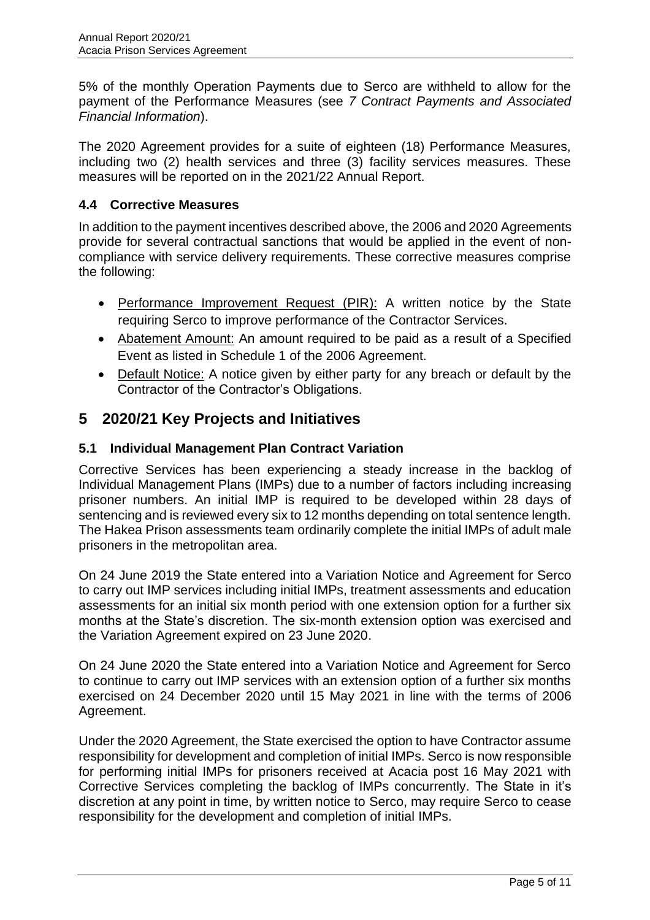5% of the monthly Operation Payments due to Serco are withheld to allow for the payment of the Performance Measures (see *7 Contract Payments and Associated Financial Information*).

The 2020 Agreement provides for a suite of eighteen (18) Performance Measures, including two (2) health services and three (3) facility services measures. These measures will be reported on in the 2021/22 Annual Report.

### 4.4 Corrective Measures

In addition to the payment incentives described above, the 2006 and 2020 Agreements provide for several contractual sanctions that would be applied in the event of non-compliance with service delivery requirements. These corrective measures comprise the following:

- Performance Improvement Request (PIR): A written notice by the State requiring Serco to improve performance of the Contractor Services.
- Abatement Amount: An amount required to be paid as a result of a Specified Event as listed in Schedule 1 of the 2006 Agreement.
- Default Notice: A notice given by either party for any breach or default by the Contractor of the Contractor's Obligations.

## 5 2020/21 Key Projects and Initiatives

### 5.1 Individual Management Plan Contract Variation

Corrective Services has been experiencing a steady increase in the backlog of Individual Management Plans (IMPs) due to a number of factors including increasing prisoner numbers. An initial IMP is required to be developed within 28 days of sentencing and is reviewed every six to 12 months depending on total sentence length. The Hakea Prison assessments team ordinarily complete the initial IMPs of adult male prisoners in the metropolitan area.

On 24 June 2019 the State entered into a Variation Notice and Agreement for Serco to carry out IMP services including initial IMPs, treatment assessments and education assessments for an initial six month period with one extension option for a further six months at the State's discretion. The six-month extension option was exercised and the Variation Agreement expired on 23 June 2020.

On 24 June 2020 the State entered into a Variation Notice and Agreement for Serco to continue to carry out IMP services with an extension option of a further six months exercised on 24 December 2020 until 15 May 2021 in line with the terms of 2006 Agreement.

Under the 2020 Agreement, the State exercised the option to have Contractor assume responsibility for development and completion of initial IMPs. Serco is now responsible for performing initial IMPs for prisoners received at Acacia post 16 May 2021 with Corrective Services completing the backlog of IMPs concurrently. The State in it's discretion at any point in time, by written notice to Serco, may require Serco to cease responsibility for the development and completion of initial IMPs.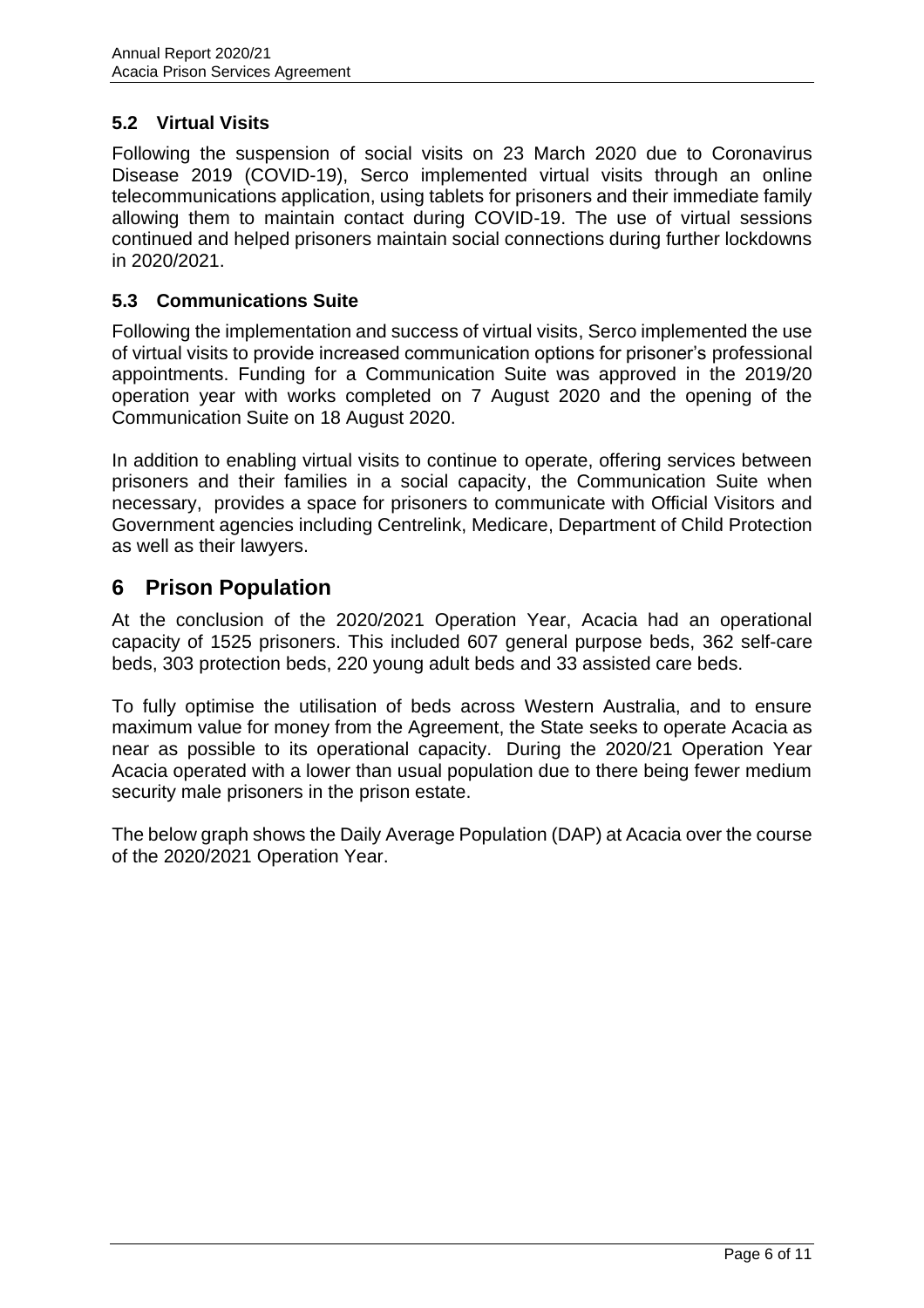### 5.2 Virtual Visits

Following the suspension of social visits on 23 March 2020 due to Coronavirus Disease 2019 (COVID-19), Serco implemented virtual visits through an online telecommunications application, using tablets for prisoners and their immediate family allowing them to maintain contact during COVID-19. The use of virtual sessions continued and helped prisoners maintain social connections during further lockdowns in 2020/2021.

### 5.3 Communications Suite

Following the implementation and success of virtual visits, Serco implemented the use of virtual visits to provide increased communication options for prisoner's professional appointments. Funding for a Communication Suite was approved in the 2019/20 operation year with works completed on 7 August 2020 and the opening of the Communication Suite on 18 August 2020.

In addition to enabling virtual visits to continue to operate, offering services between prisoners and their families in a social capacity, the Communication Suite when necessary, provides a space for prisoners to communicate with Official Visitors and Government agencies including Centrelink, Medicare, Department of Child Protection as well as their lawyers.

## 6 Prison Population

At the conclusion of the 2020/2021 Operation Year, Acacia had an operational capacity of 1525 prisoners. This included 607 general purpose beds, 362 self-care beds, 303 protection beds, 220 young adult beds and 33 assisted care beds.

To fully optimise the utilisation of beds across Western Australia, and to ensure maximum value for money from the Agreement, the State seeks to operate Acacia as near as possible to its operational capacity. During the 2020/21 Operation Year Acacia operated with a lower than usual population due to there being fewer medium security male prisoners in the prison estate.

The below graph shows the Daily Average Population (DAP) at Acacia over the course of the 2020/2021 Operation Year.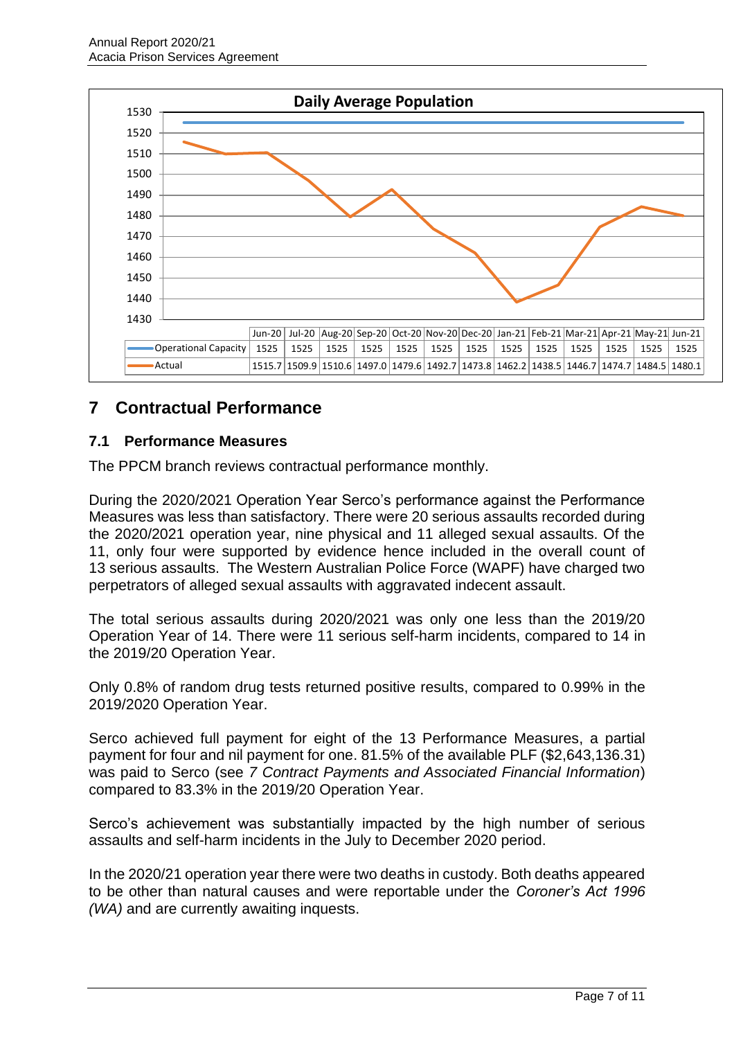**Daily Average Population**

| | Jun-20 | Jul-20 | Aug-20 | Sep-20 | Oct-20 | Nov-20 | Dec-20 | Jan-21 | Feb-21 | Mar-21 | Apr-21 | May-21 | Jun-21 |
|---|---|---|---|---|---|---|---|---|---|---|---|---|---|
| Operational Capacity | 1525 | 1525 | 1525 | 1525 | 1525 | 1525 | 1525 | 1525 | 1525 | 1525 | 1525 | 1525 | 1525 |
| Actual | 1515.7 | 1509.9 | 1510.6 | 1497.0 | 1479.6 | 1492.7 | 1473.8 | 1462.2 | 1438.5 | 1446.7 | 1474.7 | 1484.5 | 1480.1 |

# 7 Contractual Performance

## 7.1 Performance Measures

The PPCM branch reviews contractual performance monthly.

During the 2020/2021 Operation Year Serco's performance against the Performance Measures was less than satisfactory. There were 20 serious assaults recorded during the 2020/2021 operation year, nine physical and 11 alleged sexual assaults. Of the 11, only four were supported by evidence hence included in the overall count of 13 serious assaults. The Western Australian Police Force (WAPF) have charged two perpetrators of alleged sexual assaults with aggravated indecent assault.

The total serious assaults during 2020/2021 was only one less than the 2019/20 Operation Year of 14. There were 11 serious self-harm incidents, compared to 14 in the 2019/20 Operation Year.

Only 0.8% of random drug tests returned positive results, compared to 0.99% in the 2019/2020 Operation Year.

Serco achieved full payment for eight of the 13 Performance Measures, a partial payment for four and nil payment for one. 81.5% of the available PLF ($2,643,136.31) was paid to Serco (see *7 Contract Payments and Associated Financial Information*) compared to 83.3% in the 2019/20 Operation Year.

Serco's achievement was substantially impacted by the high number of serious assaults and self-harm incidents in the July to December 2020 period.

In the 2020/21 operation year there were two deaths in custody. Both deaths appeared to be other than natural causes and were reportable under the *Coroner's Act 1996 (WA)* and are currently awaiting inquests.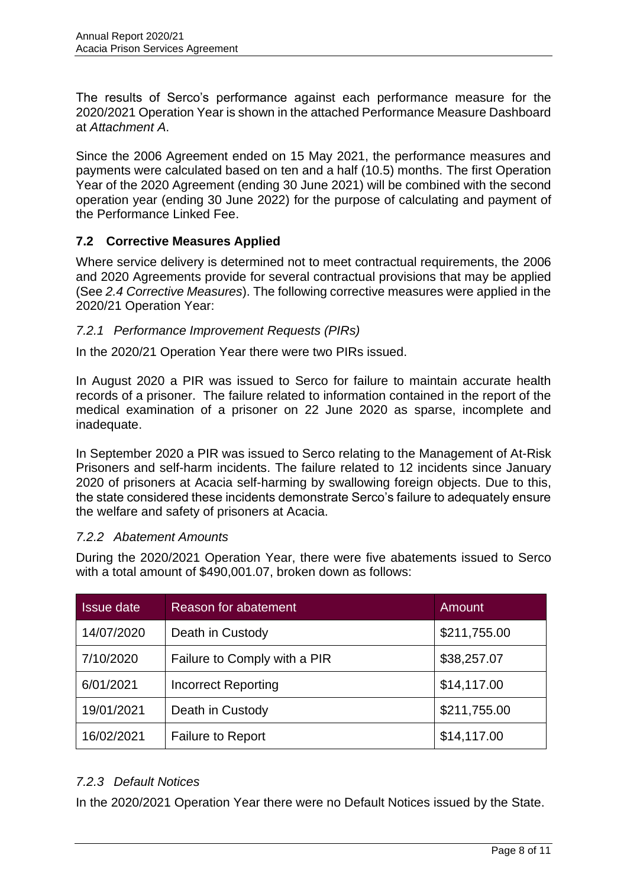The results of Serco's performance against each performance measure for the 2020/2021 Operation Year is shown in the attached Performance Measure Dashboard at *Attachment A*.

Since the 2006 Agreement ended on 15 May 2021, the performance measures and payments were calculated based on ten and a half (10.5) months. The first Operation Year of the 2020 Agreement (ending 30 June 2021) will be combined with the second operation year (ending 30 June 2022) for the purpose of calculating and payment of the Performance Linked Fee.

### 7.2 Corrective Measures Applied

Where service delivery is determined not to meet contractual requirements, the 2006 and 2020 Agreements provide for several contractual provisions that may be applied (See *2.4 Corrective Measures*). The following corrective measures were applied in the 2020/21 Operation Year:

#### *7.2.1 Performance Improvement Requests (PIRs)*

In the 2020/21 Operation Year there were two PIRs issued.

In August 2020 a PIR was issued to Serco for failure to maintain accurate health records of a prisoner. The failure related to information contained in the report of the medical examination of a prisoner on 22 June 2020 as sparse, incomplete and inadequate.

In September 2020 a PIR was issued to Serco relating to the Management of At-Risk Prisoners and self-harm incidents. The failure related to 12 incidents since January 2020 of prisoners at Acacia self-harming by swallowing foreign objects. Due to this, the state considered these incidents demonstrate Serco's failure to adequately ensure the welfare and safety of prisoners at Acacia.

#### *7.2.2 Abatement Amounts*

During the 2020/2021 Operation Year, there were five abatements issued to Serco with a total amount of $490,001.07, broken down as follows:

| Issue date | Reason for abatement | Amount |
|---|---|---|
| 14/07/2020 | Death in Custody | $211,755.00 |
| 7/10/2020 | Failure to Comply with a PIR | $38,257.07 |
| 6/01/2021 | Incorrect Reporting | $14,117.00 |
| 19/01/2021 | Death in Custody | $211,755.00 |
| 16/02/2021 | Failure to Report | $14,117.00 |

#### *7.2.3 Default Notices*

In the 2020/2021 Operation Year there were no Default Notices issued by the State.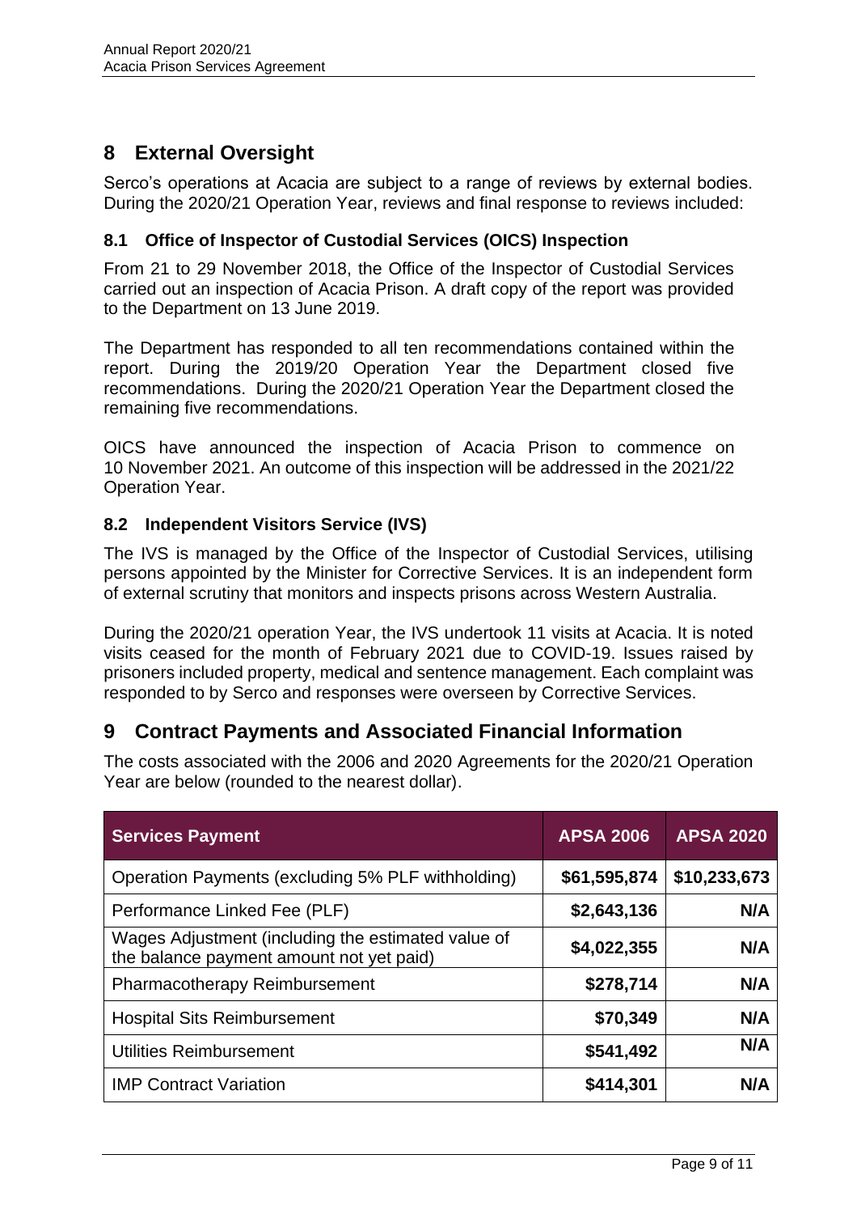## 8 External Oversight

Serco's operations at Acacia are subject to a range of reviews by external bodies. During the 2020/21 Operation Year, reviews and final response to reviews included:

### 8.1 Office of Inspector of Custodial Services (OICS) Inspection

From 21 to 29 November 2018, the Office of the Inspector of Custodial Services carried out an inspection of Acacia Prison. A draft copy of the report was provided to the Department on 13 June 2019.

The Department has responded to all ten recommendations contained within the report. During the 2019/20 Operation Year the Department closed five recommendations. During the 2020/21 Operation Year the Department closed the remaining five recommendations.

OICS have announced the inspection of Acacia Prison to commence on 10 November 2021. An outcome of this inspection will be addressed in the 2021/22 Operation Year.

### 8.2 Independent Visitors Service (IVS)

The IVS is managed by the Office of the Inspector of Custodial Services, utilising persons appointed by the Minister for Corrective Services. It is an independent form of external scrutiny that monitors and inspects prisons across Western Australia.

During the 2020/21 operation Year, the IVS undertook 11 visits at Acacia. It is noted visits ceased for the month of February 2021 due to COVID-19. Issues raised by prisoners included property, medical and sentence management. Each complaint was responded to by Serco and responses were overseen by Corrective Services.

## 9 Contract Payments and Associated Financial Information

The costs associated with the 2006 and 2020 Agreements for the 2020/21 Operation Year are below (rounded to the nearest dollar).

| Services Payment | APSA 2006 | APSA 2020 |
|---|---|---|
| Operation Payments (excluding 5% PLF withholding) | $61,595,874 | $10,233,673 |
| Performance Linked Fee (PLF) | $2,643,136 | N/A |
| Wages Adjustment (including the estimated value of the balance payment amount not yet paid) | $4,022,355 | N/A |
| Pharmacotherapy Reimbursement | $278,714 | N/A |
| Hospital Sits Reimbursement | $70,349 | N/A |
| Utilities Reimbursement | $541,492 | N/A |
| IMP Contract Variation | $414,301 | N/A |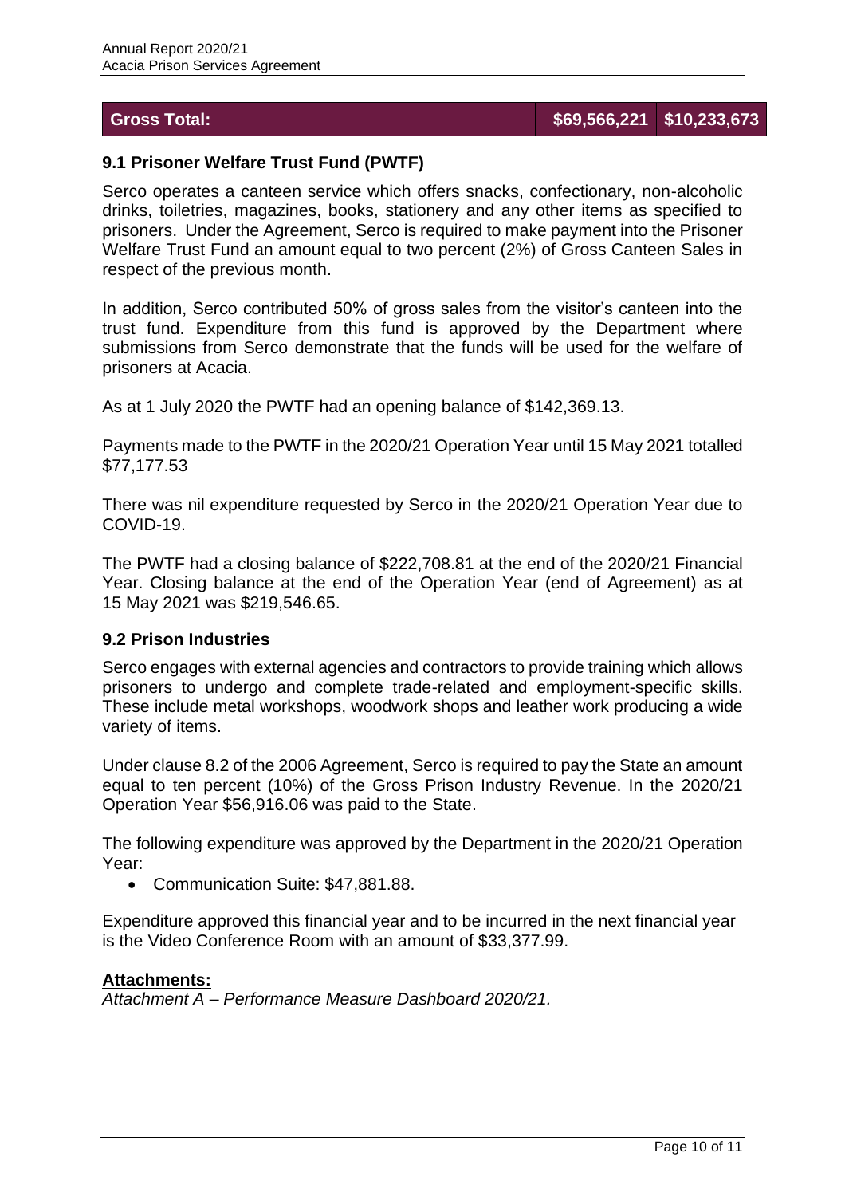| **Gross Total:** | **$69,566,221** | **$10,233,673** |
|---|---|---|

### 9.1 Prisoner Welfare Trust Fund (PWTF)

Serco operates a canteen service which offers snacks, confectionary, non-alcoholic drinks, toiletries, magazines, books, stationery and any other items as specified to prisoners. Under the Agreement, Serco is required to make payment into the Prisoner Welfare Trust Fund an amount equal to two percent (2%) of Gross Canteen Sales in respect of the previous month.

In addition, Serco contributed 50% of gross sales from the visitor's canteen into the trust fund. Expenditure from this fund is approved by the Department where submissions from Serco demonstrate that the funds will be used for the welfare of prisoners at Acacia.

As at 1 July 2020 the PWTF had an opening balance of $142,369.13.

Payments made to the PWTF in the 2020/21 Operation Year until 15 May 2021 totalled $77,177.53

There was nil expenditure requested by Serco in the 2020/21 Operation Year due to COVID-19.

The PWTF had a closing balance of $222,708.81 at the end of the 2020/21 Financial Year. Closing balance at the end of the Operation Year (end of Agreement) as at 15 May 2021 was $219,546.65.

### 9.2 Prison Industries

Serco engages with external agencies and contractors to provide training which allows prisoners to undergo and complete trade-related and employment-specific skills. These include metal workshops, woodwork shops and leather work producing a wide variety of items.

Under clause 8.2 of the 2006 Agreement, Serco is required to pay the State an amount equal to ten percent (10%) of the Gross Prison Industry Revenue. In the 2020/21 Operation Year $56,916.06 was paid to the State.

The following expenditure was approved by the Department in the 2020/21 Operation Year:

- Communication Suite: $47,881.88.

Expenditure approved this financial year and to be incurred in the next financial year is the Video Conference Room with an amount of $33,377.99.

**Attachments:**

*Attachment A – Performance Measure Dashboard 2020/21.*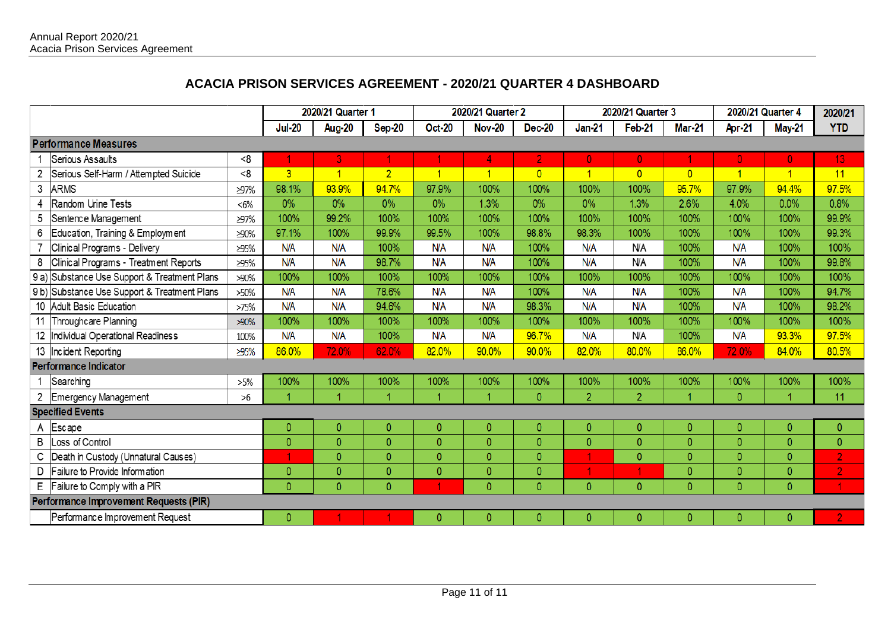## ACACIA PRISON SERVICES AGREEMENT - 2020/21 QUARTER 4 DASHBOARD

| | | | 2020/21 Quarter 1 | | | 2020/21 Quarter 2 | | | 2020/21 Quarter 3 | | | 2020/21 Quarter 4 | | 2020/21 |
|---|---|---|---|---|---|---|---|---|---|---|---|---|---|---|
| | | | Jul-20 | Aug-20 | Sep-20 | Oct-20 | Nov-20 | Dec-20 | Jan-21 | Feb-21 | Mar-21 | Apr-21 | May-21 | YTD |
| **Performance Measures** | | | | | | | | | | | | | | |
| 1 | Serious Assaults | <8 | 1 | 3 | 1 | 1 | 4 | 2 | 0 | 0 | 1 | 0 | 0 | 13 |
| 2 | Serious Self-Harm / Attempted Suicide | <8 | 3 | 1 | 2 | 1 | 1 | 0 | 1 | 0 | 0 | 1 | 1 | 11 |
| 3 | ARMS | ≥97% | 98.1% | 93.9% | 94.7% | 97.9% | 100% | 100% | 100% | 100% | 95.7% | 97.9% | 94.4% | 97.5% |
| 4 | Random Urine Tests | <6% | 0% | 0% | 0% | 0% | 1.3% | 0% | 0% | 1.3% | 2.6% | 4.0% | 0.0% | 0.8% |
| 5 | Sentence Management | ≥97% | 100% | 99.2% | 100% | 100% | 100% | 100% | 100% | 100% | 100% | 100% | 100% | 99.9% |
| 6 | Education, Training & Employment | ≥90% | 97.1% | 100% | 99.9% | 99.5% | 100% | 98.8% | 98.3% | 100% | 100% | 100% | 100% | 99.3% |
| 7 | Clinical Programs - Delivery | ≥95% | N/A | N/A | 100% | N/A | N/A | 100% | N/A | N/A | 100% | N/A | 100% | 100% |
| 8 | Clinical Programs - Treatment Reports | ≥95% | N/A | N/A | 98.7% | N/A | N/A | 100% | N/A | N/A | 100% | N/A | 100% | 99.8% |
| 9 a) | Substance Use Support & Treatment Plans | >90% | 100% | 100% | 100% | 100% | 100% | 100% | 100% | 100% | 100% | 100% | 100% | 100% |
| 9 b) | Substance Use Support & Treatment Plans | >50% | N/A | N/A | 78.6% | N/A | N/A | 100% | N/A | N/A | 100% | N/A | 100% | 94.7% |
| 10 | Adult Basic Education | >75% | N/A | N/A | 94.6% | N/A | N/A | 98.3% | N/A | N/A | 100% | N/A | 100% | 98.2% |
| 11 | Throughcare Planning | >90% | 100% | 100% | 100% | 100% | 100% | 100% | 100% | 100% | 100% | 100% | 100% | 100% |
| 12 | Individual Operational Readiness | 100% | N/A | N/A | 100% | N/A | N/A | 96.7% | N/A | N/A | 100% | N/A | 93.3% | 97.5% |
| 13 | Incident Reporting | ≥95% | 86.0% | 72.0% | 62.0% | 82.0% | 90.0% | 90.0% | 82.0% | 80.0% | 86.0% | 72.0% | 84.0% | 80.5% |
| **Performance Indicator** | | | | | | | | | | | | | | |
| 1 | Searching | >5% | 100% | 100% | 100% | 100% | 100% | 100% | 100% | 100% | 100% | 100% | 100% | 100% |
| 2 | Emergency Management | >6 | 1 | 1 | 1 | 1 | 1 | 0 | 2 | 2 | 1 | 0 | 1 | 11 |
| **Specified Events** | | | | | | | | | | | | | | |
| A | Escape | | 0 | 0 | 0 | 0 | 0 | 0 | 0 | 0 | 0 | 0 | 0 | 0 |
| B | Loss of Control | | 0 | 0 | 0 | 0 | 0 | 0 | 0 | 0 | 0 | 0 | 0 | 0 |
| C | Death in Custody (Unnatural Causes) | | 1 | 0 | 0 | 0 | 0 | 0 | 1 | 0 | 0 | 0 | 0 | 2 |
| D | Failure to Provide Information | | 0 | 0 | 0 | 0 | 0 | 0 | 1 | 1 | 0 | 0 | 0 | 2 |
| E | Failure to Comply with a PIR | | 0 | 0 | 0 | 1 | 0 | 0 | 0 | 0 | 0 | 0 | 0 | 1 |
| **Performance Improvement Requests (PIR)** | | | | | | | | | | | | | | |
| | Performance Improvement Request | | 0 | 1 | 1 | 0 | 0 | 0 | 0 | 0 | 0 | 0 | 0 | 2 |